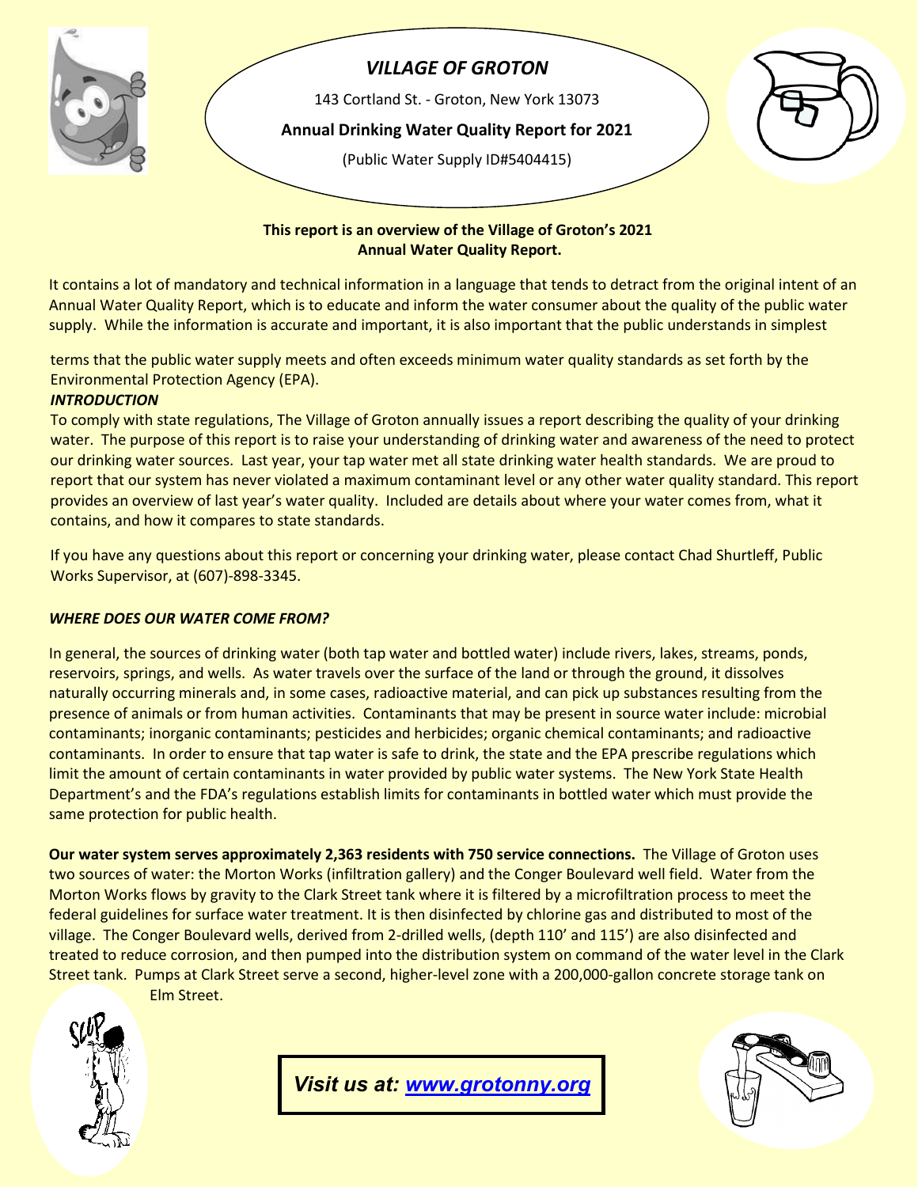# *VILLAGE OF GROTON*

143 Cortland St. - Groton, New York 13073

**Annual Drinking Water Quality Report for 2021**

(Public Water Supply ID#5404415)

**This report is an overview of the Village of Groton's 2021 Annual Water Quality Report.**

It contains a lot of mandatory and technical information in a language that tends to detract from the original intent of an Annual Water Quality Report, which is to educate and inform the water consumer about the quality of the public water supply. While the information is accurate and important, it is also important that the public understands in simplest terms that the public water supply meets and often exceeds minimum water quality standards as set forth by the Environmental Protection Agency (EPA).

### *INTRODUCTION*

To comply with state regulations, The Village of Groton annually issues a report describing the quality of your drinking water. The purpose of this report is to raise your understanding of drinking water and awareness of the need to protect our drinking water sources. Last year, your tap water met all state drinking water health standards. We are proud to report that our system has never violated a maximum contaminant level or any other water quality standard. This report provides an overview of last year's water quality. Included are details about where your water comes from, what it contains, and how it compares to state standards.

If you have any questions about this report or concerning your drinking water, please contact Chad Shurtleff, Public Works Supervisor, at (607)-898-3345.

### *WHERE DOES OUR WATER COME FROM?*

In general, the sources of drinking water (both tap water and bottled water) include rivers, lakes, streams, ponds, reservoirs, springs, and wells. As water travels over the surface of the land or through the ground, it dissolves naturally occurring minerals and, in some cases, radioactive material, and can pick up substances resulting from the presence of animals or from human activities. Contaminants that may be present in source water include: microbial contaminants; inorganic contaminants; pesticides and herbicides; organic chemical contaminants; and radioactive contaminants. In order to ensure that tap water is safe to drink, the state and the EPA prescribe regulations which limit the amount of certain contaminants in water provided by public water systems. The New York State Health Department's and the FDA's regulations establish limits for contaminants in bottled water which must provide the same protection for public health.

**Our water system serves approximately 2,363 residents with 750 service connections.** The Village of Groton uses two sources of water: the Morton Works (infiltration gallery) and the Conger Boulevard well field. Water from the Morton Works flows by gravity to the Clark Street tank where it is filtered by a microfiltration process to meet the federal guidelines for surface water treatment. It is then disinfected by chlorine gas and distributed to most of the village. The Conger Boulevard wells, derived from 2-drilled wells, (depth 110' and 115') are also disinfected and treated to reduce corrosion, and then pumped into the distribution system on command of the water level in the Clark Street tank. Pumps at Clark Street serve a second, higher-level zone with a 200,000-gallon concrete storage tank on Elm Street.

***Visit us at: [www.grotonny.org](http://www.grotonny.org)***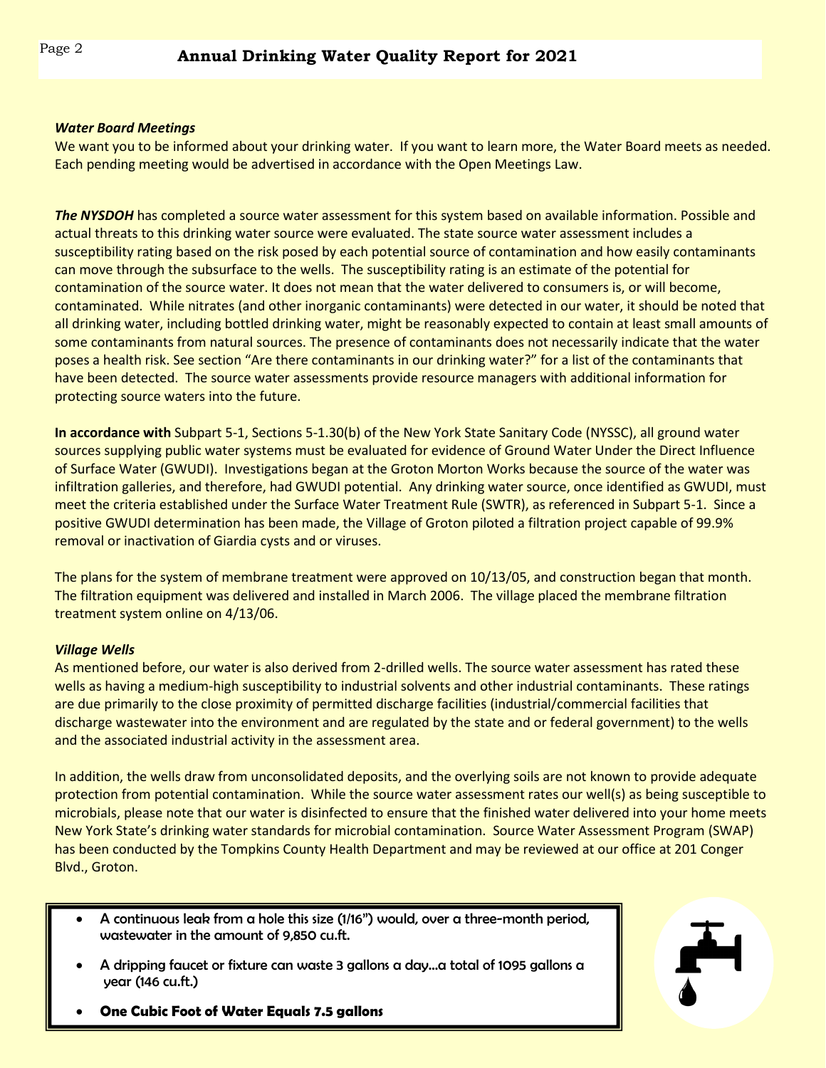# Annual Drinking Water Quality Report for 2021

***Water Board Meetings***

We want you to be informed about your drinking water. If you want to learn more, the Water Board meets as needed. Each pending meeting would be advertised in accordance with the Open Meetings Law.

***The NYSDOH*** has completed a source water assessment for this system based on available information. Possible and actual threats to this drinking water source were evaluated. The state source water assessment includes a susceptibility rating based on the risk posed by each potential source of contamination and how easily contaminants can move through the subsurface to the wells. The susceptibility rating is an estimate of the potential for contamination of the source water. It does not mean that the water delivered to consumers is, or will become, contaminated. While nitrates (and other inorganic contaminants) were detected in our water, it should be noted that all drinking water, including bottled drinking water, might be reasonably expected to contain at least small amounts of some contaminants from natural sources. The presence of contaminants does not necessarily indicate that the water poses a health risk. See section "Are there contaminants in our drinking water?" for a list of the contaminants that have been detected. The source water assessments provide resource managers with additional information for protecting source waters into the future.

**In accordance with** Subpart 5-1, Sections 5-1.30(b) of the New York State Sanitary Code (NYSSC), all ground water sources supplying public water systems must be evaluated for evidence of Ground Water Under the Direct Influence of Surface Water (GWUDI). Investigations began at the Groton Morton Works because the source of the water was infiltration galleries, and therefore, had GWUDI potential. Any drinking water source, once identified as GWUDI, must meet the criteria established under the Surface Water Treatment Rule (SWTR), as referenced in Subpart 5-1. Since a positive GWUDI determination has been made, the Village of Groton piloted a filtration project capable of 99.9% removal or inactivation of Giardia cysts and or viruses.

The plans for the system of membrane treatment were approved on 10/13/05, and construction began that month. The filtration equipment was delivered and installed in March 2006. The village placed the membrane filtration treatment system online on 4/13/06.

***Village Wells***

As mentioned before, our water is also derived from 2-drilled wells. The source water assessment has rated these wells as having a medium-high susceptibility to industrial solvents and other industrial contaminants. These ratings are due primarily to the close proximity of permitted discharge facilities (industrial/commercial facilities that discharge wastewater into the environment and are regulated by the state and or federal government) to the wells and the associated industrial activity in the assessment area.

In addition, the wells draw from unconsolidated deposits, and the overlying soils are not known to provide adequate protection from potential contamination. While the source water assessment rates our well(s) as being susceptible to microbials, please note that our water is disinfected to ensure that the finished water delivered into your home meets New York State's drinking water standards for microbial contamination. Source Water Assessment Program (SWAP) has been conducted by the Tompkins County Health Department and may be reviewed at our office at 201 Conger Blvd., Groton.

- A continuous leak from a hole this size (1/16") would, over a three-month period, wastewater in the amount of 9,850 cu.ft.
- A dripping faucet or fixture can waste 3 gallons a day…a total of 1095 gallons a year (146 cu.ft.)
- **One Cubic Foot of Water Equals 7.5 gallons**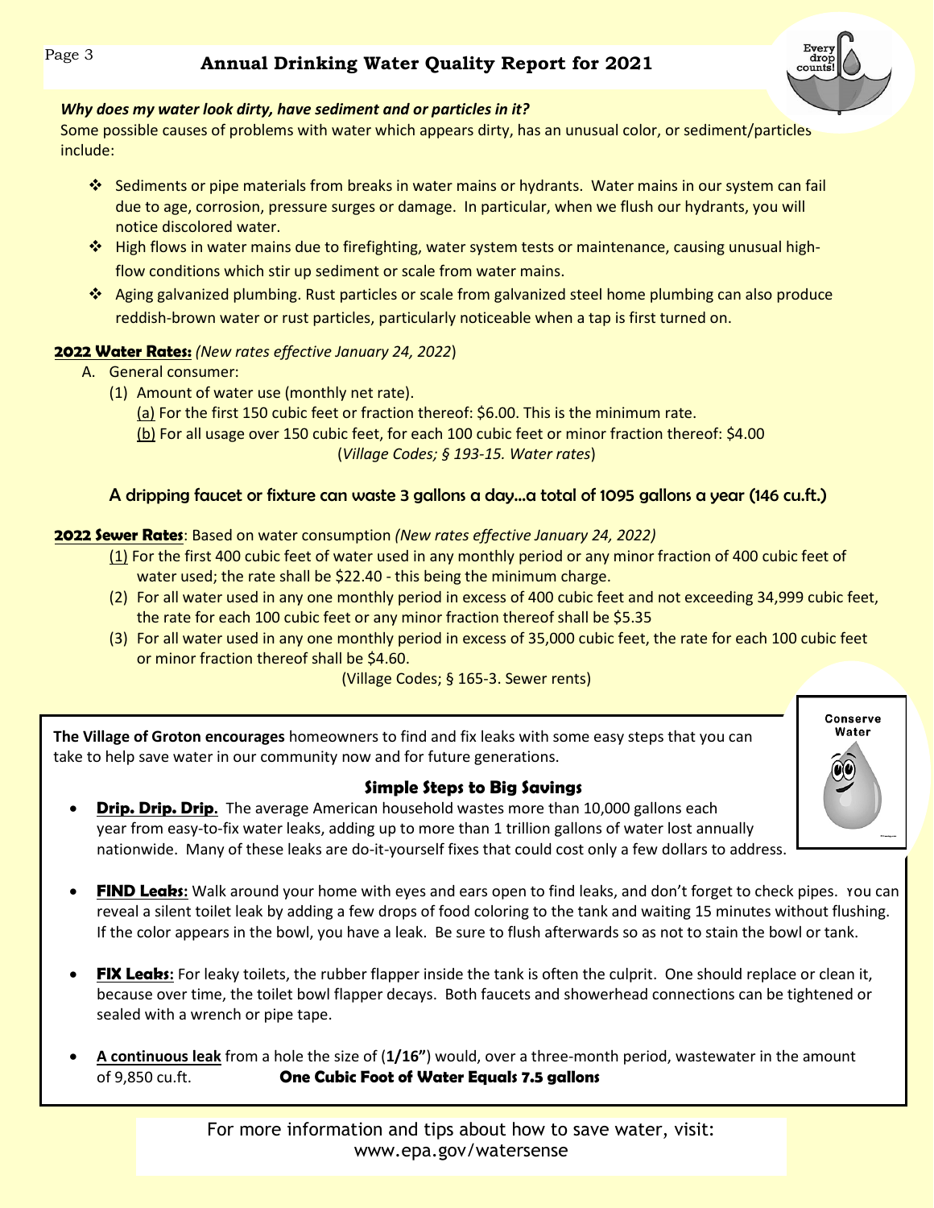# Annual Drinking Water Quality Report for 2021

***Why does my water look dirty, have sediment and or particles in it?***

Some possible causes of problems with water which appears dirty, has an unusual color, or sediment/particles include:

- Sediments or pipe materials from breaks in water mains or hydrants. Water mains in our system can fail due to age, corrosion, pressure surges or damage. In particular, when we flush our hydrants, you will notice discolored water.
- High flows in water mains due to firefighting, water system tests or maintenance, causing unusual high-flow conditions which stir up sediment or scale from water mains.
- Aging galvanized plumbing. Rust particles or scale from galvanized steel home plumbing can also produce reddish-brown water or rust particles, particularly noticeable when a tap is first turned on.

**2022 Water Rates:** *(New rates effective January 24, 2022)*

A. General consumer:

(1) Amount of water use (monthly net rate).

(a) For the first 150 cubic feet or fraction thereof: $6.00. This is the minimum rate.

(b) For all usage over 150 cubic feet, for each 100 cubic feet or minor fraction thereof: $4.00

(*Village Codes; § 193-15. Water rates*)

A dripping faucet or fixture can waste 3 gallons a day…a total of 1095 gallons a year (146 cu.ft.)

**2022 Sewer Rates**: Based on water consumption *(New rates effective January 24, 2022)*

(1) For the first 400 cubic feet of water used in any monthly period or any minor fraction of 400 cubic feet of water used; the rate shall be $22.40 - this being the minimum charge.

(2) For all water used in any one monthly period in excess of 400 cubic feet and not exceeding 34,999 cubic feet, the rate for each 100 cubic feet or any minor fraction thereof shall be $5.35

(3) For all water used in any one monthly period in excess of 35,000 cubic feet, the rate for each 100 cubic feet or minor fraction thereof shall be $4.60.

(Village Codes; § 165-3. Sewer rents)

**The Village of Groton encourages** homeowners to find and fix leaks with some easy steps that you can take to help save water in our community now and for future generations.

### Simple Steps to Big Savings

- **Drip. Drip. Drip.** The average American household wastes more than 10,000 gallons each year from easy-to-fix water leaks, adding up to more than 1 trillion gallons of water lost annually nationwide. Many of these leaks are do-it-yourself fixes that could cost only a few dollars to address.
- **FIND Leaks:** Walk around your home with eyes and ears open to find leaks, and don't forget to check pipes. You can reveal a silent toilet leak by adding a few drops of food coloring to the tank and waiting 15 minutes without flushing. If the color appears in the bowl, you have a leak. Be sure to flush afterwards so as not to stain the bowl or tank.
- **FIX Leaks:** For leaky toilets, the rubber flapper inside the tank is often the culprit. One should replace or clean it, because over time, the toilet bowl flapper decays. Both faucets and showerhead connections can be tightened or sealed with a wrench or pipe tape.
- **A continuous leak** from a hole the size of (**1/16"**) would, over a three-month period, wastewater in the amount of 9,850 cu.ft. **One Cubic Foot of Water Equals 7.5 gallons**

For more information and tips about how to save water, visit: www.epa.gov/watersense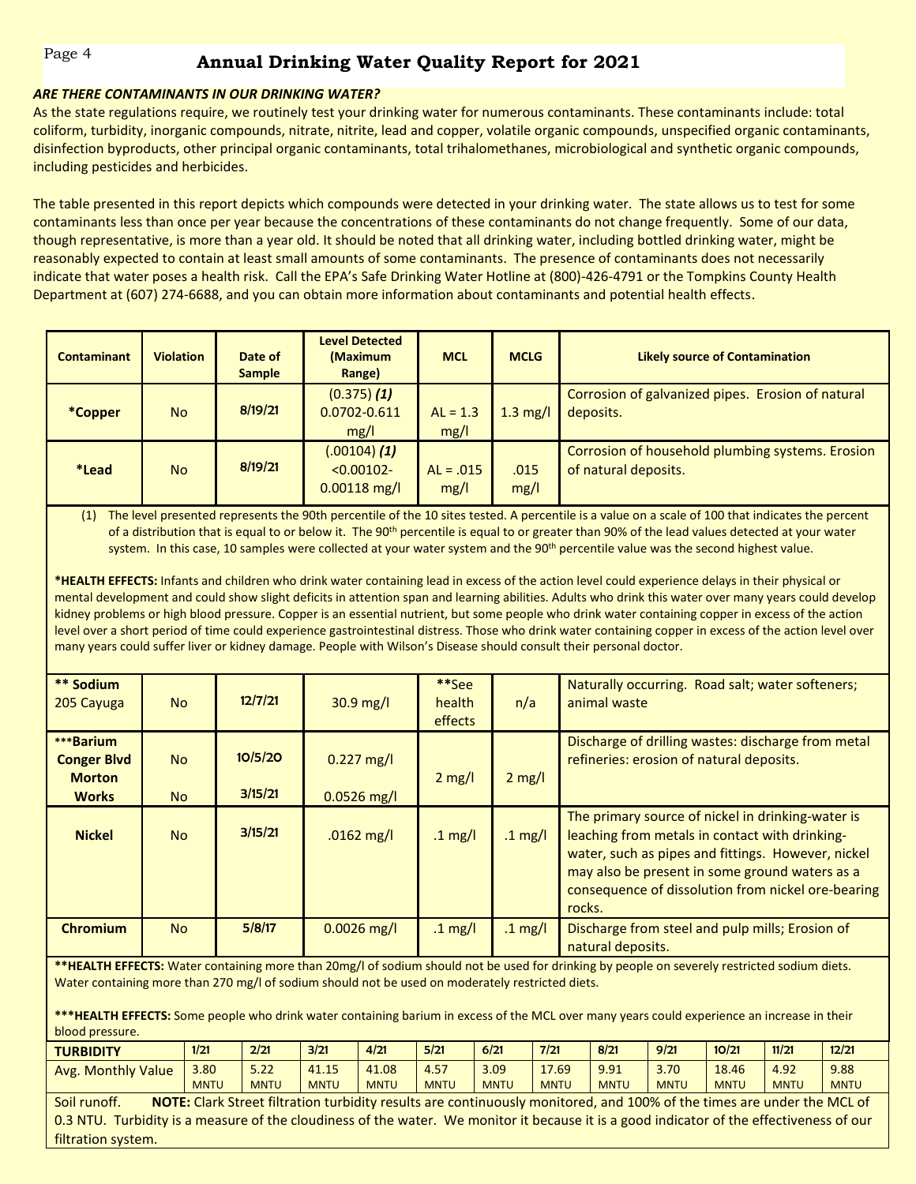# Annual Drinking Water Quality Report for 2021

***ARE THERE CONTAMINANTS IN OUR DRINKING WATER?***

As the state regulations require, we routinely test your drinking water for numerous contaminants. These contaminants include: total coliform, turbidity, inorganic compounds, nitrate, nitrite, lead and copper, volatile organic compounds, unspecified organic contaminants, disinfection byproducts, other principal organic contaminants, total trihalomethanes, microbiological and synthetic organic compounds, including pesticides and herbicides.

The table presented in this report depicts which compounds were detected in your drinking water. The state allows us to test for some contaminants less than once per year because the concentrations of these contaminants do not change frequently. Some of our data, though representative, is more than a year old. It should be noted that all drinking water, including bottled drinking water, might be reasonably expected to contain at least small amounts of some contaminants. The presence of contaminants does not necessarily indicate that water poses a health risk. Call the EPA's Safe Drinking Water Hotline at (800)-426-4791 or the Tompkins County Health Department at (607) 274-6688, and you can obtain more information about contaminants and potential health effects.

| Contaminant | Violation | Date of Sample | Level Detected (Maximum Range) | MCL | MCLG | Likely source of Contamination |
|---|---|---|---|---|---|---|
| **\*Copper** | No | 8/19/21 | (0.375) ***(1)*** 0.0702-0.611 mg/l | AL = 1.3 mg/l | 1.3 mg/l | Corrosion of galvanized pipes. Erosion of natural deposits. |
| **\*Lead** | No | 8/19/21 | (.00104) ***(1)*** <0.00102-0.00118 mg/l | AL = .015 mg/l | .015 mg/l | Corrosion of household plumbing systems. Erosion of natural deposits. |

(1) The level presented represents the 90th percentile of the 10 sites tested. A percentile is a value on a scale of 100 that indicates the percent of a distribution that is equal to or below it. The 90th percentile is equal to or greater than 90% of the lead values detected at your water system. In this case, 10 samples were collected at your water system and the 90th percentile value was the second highest value.

**\*HEALTH EFFECTS:** Infants and children who drink water containing lead in excess of the action level could experience delays in their physical or mental development and could show slight deficits in attention span and learning abilities. Adults who drink this water over many years could develop kidney problems or high blood pressure. Copper is an essential nutrient, but some people who drink water containing copper in excess of the action level over a short period of time could experience gastrointestinal distress. Those who drink water containing copper in excess of the action level over many years could suffer liver or kidney damage. People with Wilson's Disease should consult their personal doctor.

| Contaminant | Violation | Date of Sample | Level Detected (Maximum Range) | MCL | MCLG | Likely source of Contamination |
|---|---|---|---|---|---|---|
| **\*\* Sodium** 205 Cayuga | No | 12/7/21 | 30.9 mg/l | **\*\***See health effects | n/a | Naturally occurring. Road salt; water softeners; animal waste |
| \*\*\***Barium Conger Blvd** | No | 10/5/20 | 0.227 mg/l | 2 mg/l | 2 mg/l | Discharge of drilling wastes: discharge from metal refineries: erosion of natural deposits. |
| **Morton Works** | No | 3/15/21 | 0.0526 mg/l | | | |
| **Nickel** | No | 3/15/21 | .0162 mg/l | .1 mg/l | .1 mg/l | The primary source of nickel in drinking-water is leaching from metals in contact with drinking-water, such as pipes and fittings. However, nickel may also be present in some ground waters as a consequence of dissolution from nickel ore-bearing rocks. |
| **Chromium** | No | 5/8/17 | 0.0026 mg/l | .1 mg/l | .1 mg/l | Discharge from steel and pulp mills; Erosion of natural deposits. |

**\*\*HEALTH EFFECTS:** Water containing more than 20mg/l of sodium should not be used for drinking by people on severely restricted sodium diets. Water containing more than 270 mg/l of sodium should not be used on moderately restricted diets.

**\*\*\*HEALTH EFFECTS:** Some people who drink water containing barium in excess of the MCL over many years could experience an increase in their blood pressure.

| **TURBIDITY** | 1/21 | 2/21 | 3/21 | 4/21 | 5/21 | 6/21 | 7/21 | 8/21 | 9/21 | 10/21 | 11/21 | 12/21 |
|---|---|---|---|---|---|---|---|---|---|---|---|---|
| Avg. Monthly Value | 3.80 MNTU | 5.22 MNTU | 41.15 MNTU | 41.08 MNTU | 4.57 MNTU | 3.09 MNTU | 17.69 MNTU | 9.91 MNTU | 3.70 MNTU | 18.46 MNTU | 4.92 MNTU | 9.88 MNTU |

Soil runoff. **NOTE:** Clark Street filtration turbidity results are continuously monitored, and 100% of the times are under the MCL of 0.3 NTU. Turbidity is a measure of the cloudiness of the water. We monitor it because it is a good indicator of the effectiveness of our filtration system.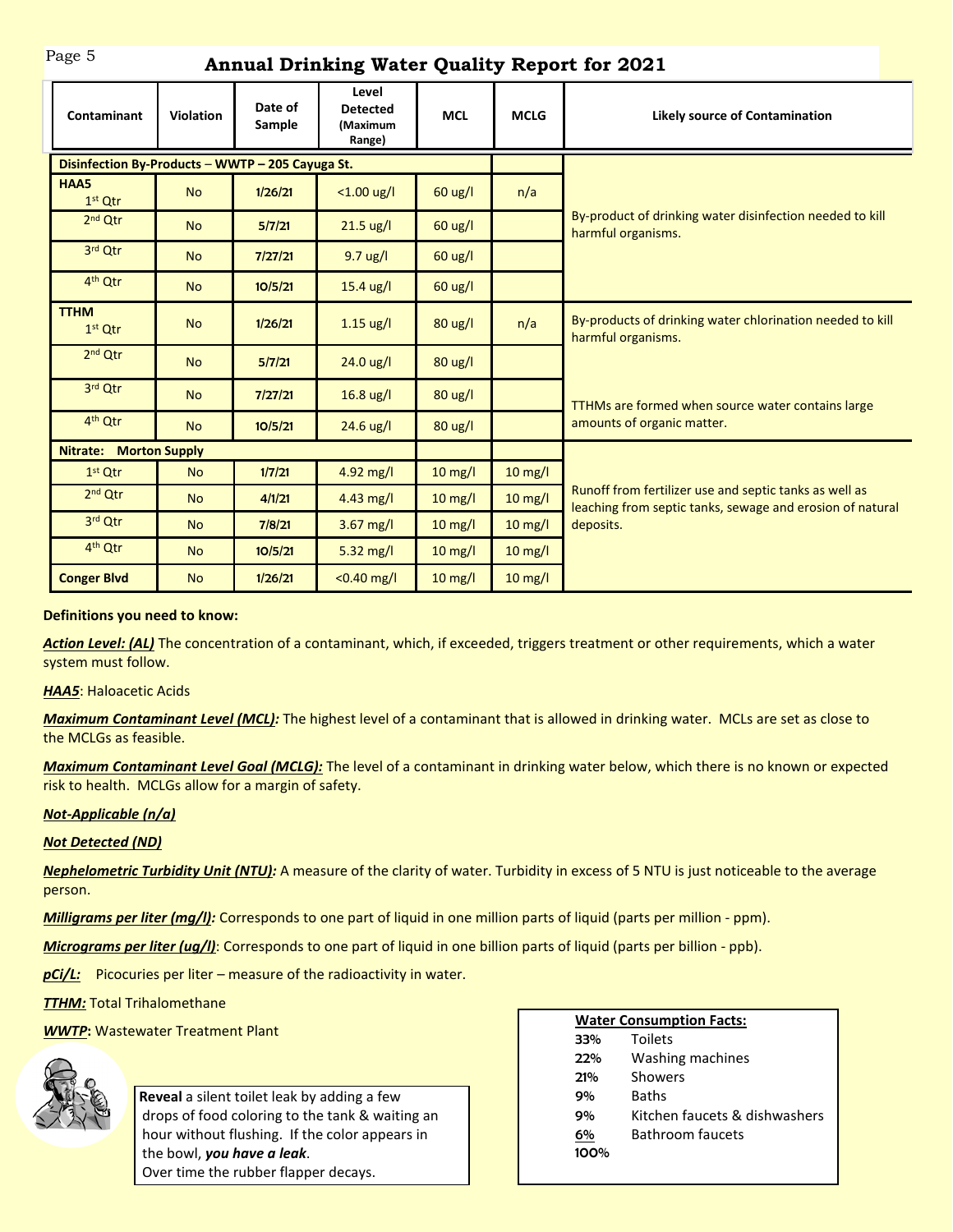## Annual Drinking Water Quality Report for 2021

| Contaminant | Violation | Date of Sample | Level Detected (Maximum Range) | MCL | MCLG | Likely source of Contamination |
|---|---|---|---|---|---|---|
| **Disinfection By-Products – WWTP – 205 Cayuga St.** | | | | | | |
| **HAA5** 1st Qtr | No | 1/26/21 | <1.00 ug/l | 60 ug/l | n/a | By-product of drinking water disinfection needed to kill harmful organisms. |
| 2nd Qtr | No | 5/7/21 | 21.5 ug/l | 60 ug/l | | |
| 3rd Qtr | No | 7/27/21 | 9.7 ug/l | 60 ug/l | | |
| 4th Qtr | No | 10/5/21 | 15.4 ug/l | 60 ug/l | | |
| **TTHM** 1st Qtr | No | 1/26/21 | 1.15 ug/l | 80 ug/l | n/a | By-products of drinking water chlorination needed to kill harmful organisms. TTHMs are formed when source water contains large amounts of organic matter. |
| 2nd Qtr | No | 5/7/21 | 24.0 ug/l | 80 ug/l | | |
| 3rd Qtr | No | 7/27/21 | 16.8 ug/l | 80 ug/l | | |
| 4th Qtr | No | 10/5/21 | 24.6 ug/l | 80 ug/l | | |
| **Nitrate: Morton Supply** | | | | | | Runoff from fertilizer use and septic tanks as well as leaching from septic tanks, sewage and erosion of natural deposits. |
| 1st Qtr | No | 1/7/21 | 4.92 mg/l | 10 mg/l | 10 mg/l | |
| 2nd Qtr | No | 4/1/21 | 4.43 mg/l | 10 mg/l | 10 mg/l | |
| 3rd Qtr | No | 7/8/21 | 3.67 mg/l | 10 mg/l | 10 mg/l | |
| 4th Qtr | No | 10/5/21 | 5.32 mg/l | 10 mg/l | 10 mg/l | |
| **Conger Blvd** | No | 1/26/21 | <0.40 mg/l | 10 mg/l | 10 mg/l | |

**Definitions you need to know:**

***Action Level: (AL)*** The concentration of a contaminant, which, if exceeded, triggers treatment or other requirements, which a water system must follow.

***HAA5***: Haloacetic Acids

***Maximum Contaminant Level (MCL):*** The highest level of a contaminant that is allowed in drinking water. MCLs are set as close to the MCLGs as feasible.

***Maximum Contaminant Level Goal (MCLG):*** The level of a contaminant in drinking water below, which there is no known or expected risk to health. MCLGs allow for a margin of safety.

***Not-Applicable (n/a)***

***Not Detected (ND)***

***Nephelometric Turbidity Unit (NTU):*** A measure of the clarity of water. Turbidity in excess of 5 NTU is just noticeable to the average person.

***Milligrams per liter (mg/l):*** Corresponds to one part of liquid in one million parts of liquid (parts per million - ppm).

***Micrograms per liter (ug/l)***: Corresponds to one part of liquid in one billion parts of liquid (parts per billion - ppb).

***pCi/L:*** Picocuries per liter – measure of the radioactivity in water.

***TTHM:*** Total Trihalomethane

***WWTP***: Wastewater Treatment Plant

**Reveal** a silent toilet leak by adding a few drops of food coloring to the tank & waiting an hour without flushing. If the color appears in the bowl, ***you have a leak***.
Over time the rubber flapper decays.

**Water Consumption Facts:**

| | |
|---|---|
| 33% | Toilets |
| 22% | Washing machines |
| 21% | Showers |
| 9% | Baths |
| 9% | Kitchen faucets & dishwashers |
| 6% | Bathroom faucets |
| 100% | |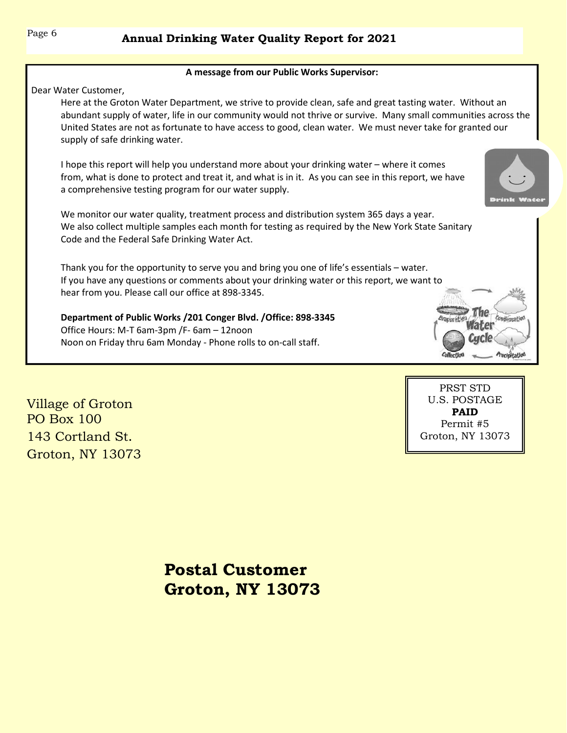## Annual Drinking Water Quality Report for 2021

**A message from our Public Works Supervisor:**

Dear Water Customer,

Here at the Groton Water Department, we strive to provide clean, safe and great tasting water. Without an abundant supply of water, life in our community would not thrive or survive. Many small communities across the United States are not as fortunate to have access to good, clean water. We must never take for granted our supply of safe drinking water.

I hope this report will help you understand more about your drinking water – where it comes from, what is done to protect and treat it, and what is in it. As you can see in this report, we have a comprehensive testing program for our water supply.

We monitor our water quality, treatment process and distribution system 365 days a year. We also collect multiple samples each month for testing as required by the New York State Sanitary Code and the Federal Safe Drinking Water Act.

Thank you for the opportunity to serve you and bring you one of life's essentials – water. If you have any questions or comments about your drinking water or this report, we want to hear from you. Please call our office at 898-3345.

**Department of Public Works /201 Conger Blvd. /Office: 898-3345**
Office Hours: M-T 6am-3pm /F- 6am – 12noon
Noon on Friday thru 6am Monday - Phone rolls to on-call staff.

Village of Groton
PO Box 100
143 Cortland St.
Groton, NY 13073

PRST STD
U.S. POSTAGE
**PAID**
Permit #5
Groton, NY 13073

**Postal Customer**
**Groton, NY 13073**